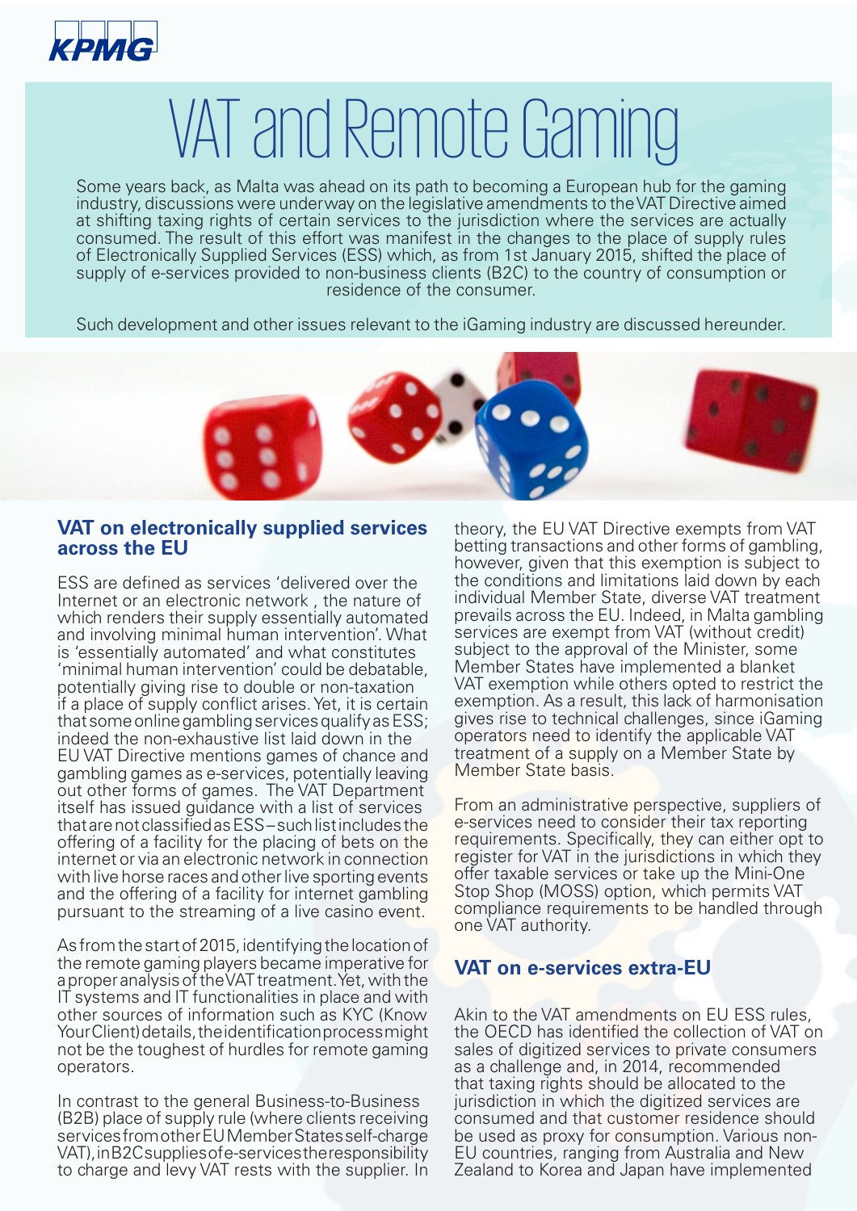# VAT and Remote Gaming

Some years back, as Malta was ahead on its path to becoming a European hub for the gaming industry, discussions were underway on the legislative amendments to the VAT Directive aimed at shifting taxing rights of certain services to the jurisdiction where the services are actually consumed. The result of this effort was manifest in the changes to the place of supply rules of Electronically Supplied Services (ESS) which, as from 1st January 2015, shifted the place of supply of e-services provided to non-business clients (B2C) to the country of consumption or residence of the consumer.

Such development and other issues relevant to the iGaming industry are discussed hereunder.

## VAT on electronically supplied services across the EU

ESS are defined as services 'delivered over the Internet or an electronic network , the nature of which renders their supply essentially automated and involving minimal human intervention'. What is 'essentially automated' and what constitutes 'minimal human intervention' could be debatable, potentially giving rise to double or non-taxation if a place of supply conflict arises. Yet, it is certain that some online gambling services qualify as ESS; indeed the non-exhaustive list laid down in the EU VAT Directive mentions games of chance and gambling games as e-services, potentially leaving out other forms of games. The VAT Department itself has issued guidance with a list of services that are not classified as ESS – such list includes the offering of a facility for the placing of bets on the internet or via an electronic network in connection with live horse races and other live sporting events and the offering of a facility for internet gambling pursuant to the streaming of a live casino event.

As from the start of 2015, identifying the location of the remote gaming players became imperative for a proper analysis of the VAT treatment. Yet, with the IT systems and IT functionalities in place and with other sources of information such as KYC (Know Your Client) details, the identification process might not be the toughest of hurdles for remote gaming operators.

In contrast to the general Business-to-Business (B2B) place of supply rule (where clients receiving services from other EU Member States self-charge VAT), in B2C supplies of e-services the responsibility to charge and levy VAT rests with the supplier. In theory, the EU VAT Directive exempts from VAT betting transactions and other forms of gambling, however, given that this exemption is subject to the conditions and limitations laid down by each individual Member State, diverse VAT treatment prevails across the EU. Indeed, in Malta gambling services are exempt from VAT (without credit) subject to the approval of the Minister, some Member States have implemented a blanket VAT exemption while others opted to restrict the exemption. As a result, this lack of harmonisation gives rise to technical challenges, since iGaming operators need to identify the applicable VAT treatment of a supply on a Member State by Member State basis.

From an administrative perspective, suppliers of e-services need to consider their tax reporting requirements. Specifically, they can either opt to register for VAT in the jurisdictions in which they offer taxable services or take up the Mini-One Stop Shop (MOSS) option, which permits VAT compliance requirements to be handled through one VAT authority.

## VAT on e-services extra-EU

Akin to the VAT amendments on EU ESS rules, the OECD has identified the collection of VAT on sales of digitized services to private consumers as a challenge and, in 2014, recommended that taxing rights should be allocated to the jurisdiction in which the digitized services are consumed and that customer residence should be used as proxy for consumption. Various non-EU countries, ranging from Australia and New Zealand to Korea and Japan have implemented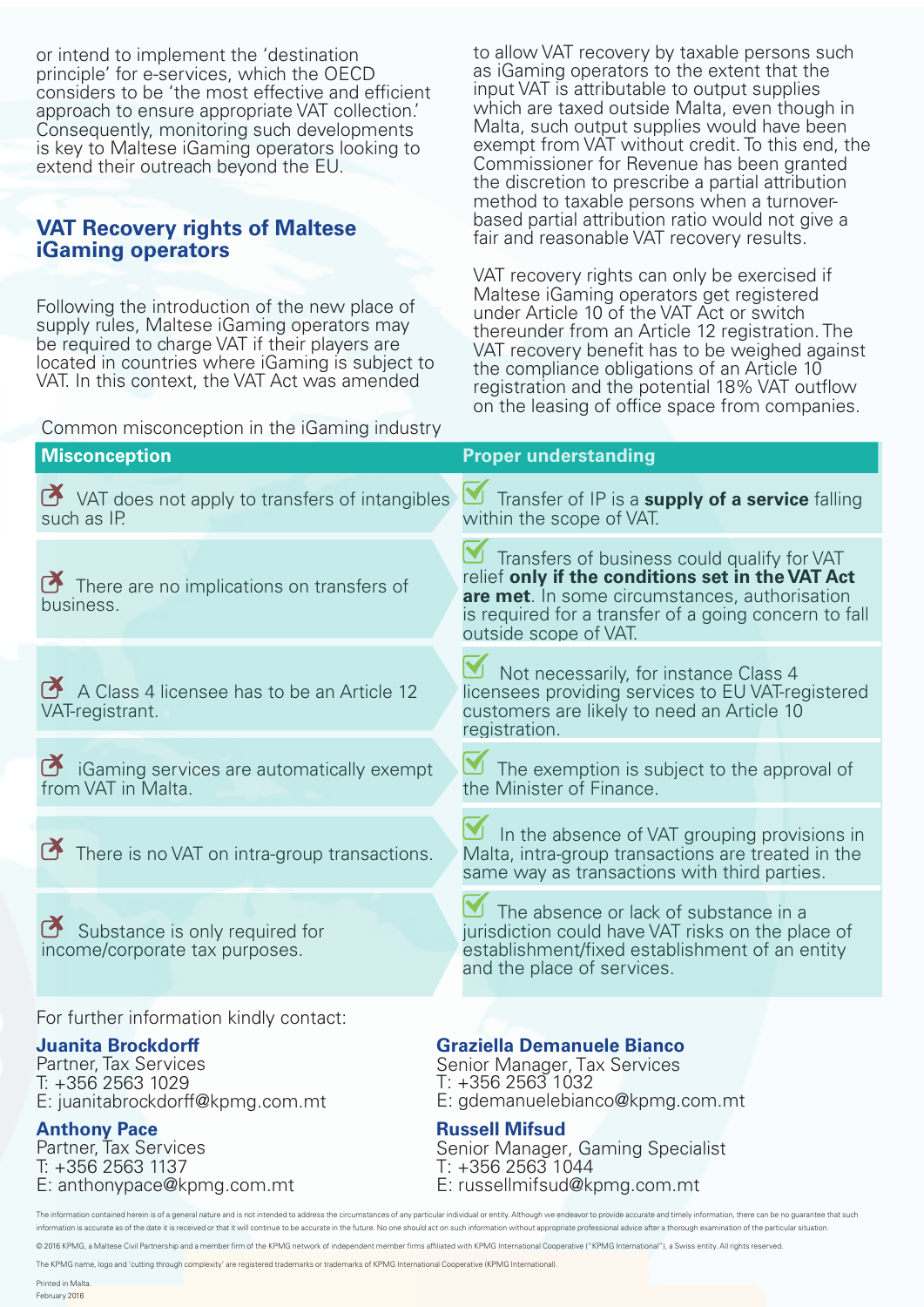or intend to implement the 'destination principle' for e-services, which the OECD considers to be 'the most effective and efficient approach to ensure appropriate VAT collection.' Consequently, monitoring such developments is key to Maltese iGaming operators looking to extend their outreach beyond the EU.

## VAT Recovery rights of Maltese iGaming operators

Following the introduction of the new place of supply rules, Maltese iGaming operators may be required to charge VAT if their players are located in countries where iGaming is subject to VAT. In this context, the VAT Act was amended to allow VAT recovery by taxable persons such as iGaming operators to the extent that the input VAT is attributable to output supplies which are taxed outside Malta, even though in Malta, such output supplies would have been exempt from VAT without credit. To this end, the Commissioner for Revenue has been granted the discretion to prescribe a partial attribution method to taxable persons when a turnover-based partial attribution ratio would not give a fair and reasonable VAT recovery results.

VAT recovery rights can only be exercised if Maltese iGaming operators get registered under Article 10 of the VAT Act or switch thereunder from an Article 12 registration. The VAT recovery benefit has to be weighed against the compliance obligations of an Article 10 registration and the potential 18% VAT outflow on the leasing of office space from companies.

Common misconception in the iGaming industry

| Misconception | Proper understanding |
|---|---|
| VAT does not apply to transfers of intangibles such as IP. | Transfer of IP is a **supply of a service** falling within the scope of VAT. |
| There are no implications on transfers of business. | Transfers of business could qualify for VAT relief **only if the conditions set in the VAT Act are met**. In some circumstances, authorisation is required for a transfer of a going concern to fall outside scope of VAT. |
| A Class 4 licensee has to be an Article 12 VAT-registrant. | Not necessarily, for instance Class 4 licensees providing services to EU VAT-registered customers are likely to need an Article 10 registration. |
| iGaming services are automatically exempt from VAT in Malta. | The exemption is subject to the approval of the Minister of Finance. |
| There is no VAT on intra-group transactions. | In the absence of VAT grouping provisions in Malta, intra-group transactions are treated in the same way as transactions with third parties. |
| Substance is only required for income/corporate tax purposes. | The absence or lack of substance in a jurisdiction could have VAT risks on the place of establishment/fixed establishment of an entity and the place of services. |

For further information kindly contact:

**Juanita Brockdorff**
Partner, Tax Services
T: +356 2563 1029
E: juanitabrockdorff@kpmg.com.mt

**Anthony Pace**
Partner, Tax Services
T: +356 2563 1137
E: anthonypace@kpmg.com.mt

**Graziella Demanuele Bianco**
Senior Manager, Tax Services
T: +356 2563 1032
E: gdemanuelebianco@kpmg.com.mt

**Russell Mifsud**
Senior Manager, Gaming Specialist
T: +356 2563 1044
E: russellmifsud@kpmg.com.mt

The information contained herein is of a general nature and is not intended to address the circumstances of any particular individual or entity. Although we endeavor to provide accurate and timely information, there can be no guarantee that such information is accurate as of the date it is received or that it will continue to be accurate in the future. No one should act on such information without appropriate professional advice after a thorough examination of the particular situation.

© 2016 KPMG, a Maltese Civil Partnership and a member firm of the KPMG network of independent member firms affiliated with KPMG International Cooperative ("KPMG International"), a Swiss entity. All rights reserved.

The KPMG name, logo and 'cutting through complexity' are registered trademarks or trademarks of KPMG International Cooperative (KPMG International).

Printed in Malta.
February 2016